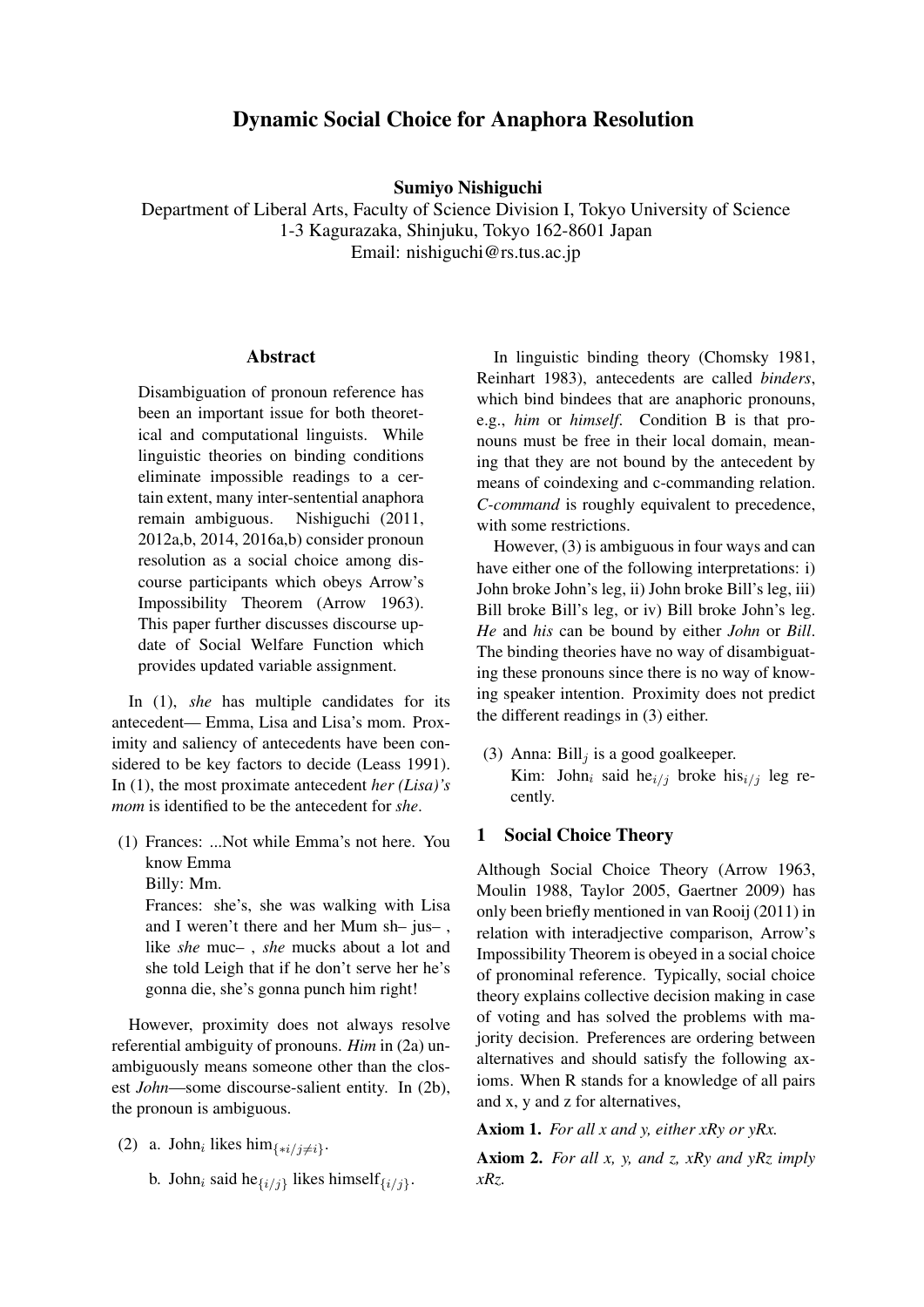# Dynamic Social Choice for Anaphora Resolution

**Sumiyo Nishiguchi**
Department of Liberal Arts, Faculty of Science Division I, Tokyo University of Science
1-3 Kagurazaka, Shinjuku, Tokyo 162-8601 Japan
Email: nishiguchi@rs.tus.ac.jp

## Abstract

Disambiguation of pronoun reference has been an important issue for both theoretical and computational linguists. While linguistic theories on binding conditions eliminate impossible readings to a certain extent, many inter-sentential anaphora remain ambiguous. Nishiguchi (2011, 2012a,b, 2014, 2016a,b) consider pronoun resolution as a social choice among discourse participants which obeys Arrow's Impossibility Theorem (Arrow 1963). This paper further discusses discourse update of Social Welfare Function which provides updated variable assignment.

In (1), *she* has multiple candidates for its antecedent— Emma, Lisa and Lisa's mom. Proximity and saliency of antecedents have been considered to be key factors to decide (Leass 1991). In (1), the most proximate antecedent *her (Lisa)'s mom* is identified to be the antecedent for *she*.

(1) Frances: ...Not while Emma's not here. You know Emma
Billy: Mm.
Frances: she's, she was walking with Lisa and I weren't there and her Mum sh– jus– , like *she* muc– , *she* mucks about a lot and she told Leigh that if he don't serve her he's gonna die, she's gonna punch him right!

However, proximity does not always resolve referential ambiguity of pronouns. *Him* in (2a) unambiguously means someone other than the closest *John*—some discourse-salient entity. In (2b), the pronoun is ambiguous.

(2) a. John$_i$ likes him$_{\{*i/j \neq i\}}$.

b. John$_i$ said he$_{\{i/j\}}$ likes himself$_{\{i/j\}}$.

In linguistic binding theory (Chomsky 1981, Reinhart 1983), antecedents are called *binders*, which bind bindees that are anaphoric pronouns, e.g., *him* or *himself*. Condition B is that pronouns must be free in their local domain, meaning that they are not bound by the antecedent by means of coindexing and c-commanding relation. *C-command* is roughly equivalent to precedence, with some restrictions.

However, (3) is ambiguous in four ways and can have either one of the following interpretations: i) John broke John's leg, ii) John broke Bill's leg, iii) Bill broke Bill's leg, or iv) Bill broke John's leg. *He* and *his* can be bound by either *John* or *Bill*. The binding theories have no way of disambiguating these pronouns since there is no way of knowing speaker intention. Proximity does not predict the different readings in (3) either.

(3) Anna: Bill$_j$ is a good goalkeeper.
Kim: John$_i$ said he$_{i/j}$ broke his$_{i/j}$ leg recently.

## 1 Social Choice Theory

Although Social Choice Theory (Arrow 1963, Moulin 1988, Taylor 2005, Gaertner 2009) has only been briefly mentioned in van Rooij (2011) in relation with interadjective comparison, Arrow's Impossibility Theorem is obeyed in a social choice of pronominal reference. Typically, social choice theory explains collective decision making in case of voting and has solved the problems with majority decision. Preferences are ordering between alternatives and should satisfy the following axioms. When R stands for a knowledge of all pairs and x, y and z for alternatives,

**Axiom 1.** *For all x and y, either xRy or yRx.*

**Axiom 2.** *For all x, y, and z, xRy and yRz imply xRz.*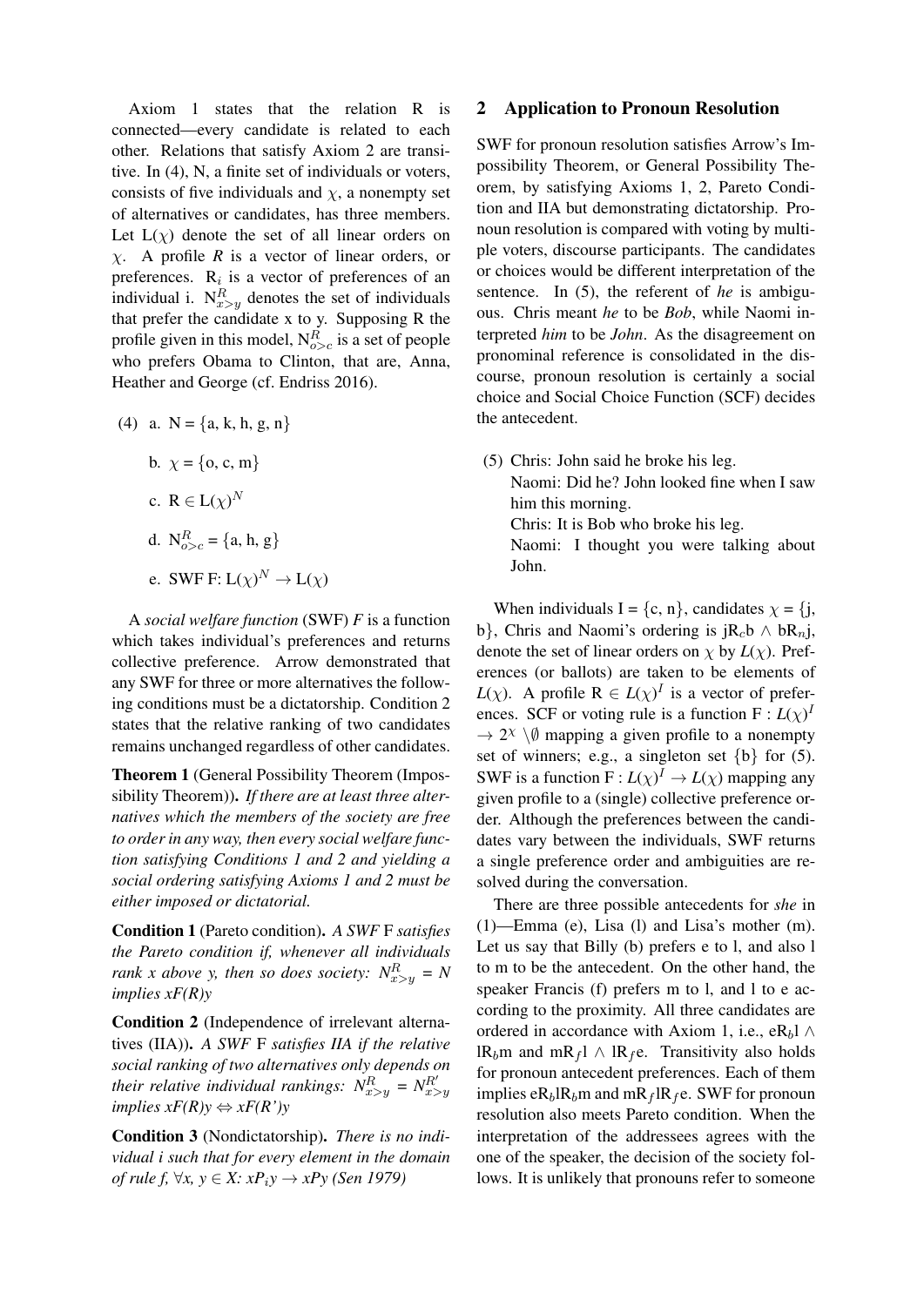Axiom 1 states that the relation R is connected—every candidate is related to each other. Relations that satisfy Axiom 2 are transitive. In (4), N, a finite set of individuals or voters, consists of five individuals and $\chi$, a nonempty set of alternatives or candidates, has three members. Let L($\chi$) denote the set of all linear orders on $\chi$. A profile *R* is a vector of linear orders, or preferences. $R_i$ is a vector of preferences of an individual i. $N^R_{x>y}$ denotes the set of individuals that prefer the candidate x to y. Supposing R the profile given in this model, $N^R_{o>c}$ is a set of people who prefers Obama to Clinton, that are, Anna, Heather and George (cf. Endriss 2016).

(4) a. N = {a, k, h, g, n}

b. $\chi$ = {o, c, m}

c. R $\in$ L($\chi$)$^N$

d. $N^R_{o>c}$ = {a, h, g}

e. SWF F: L($\chi$)$^N$ $\rightarrow$ L($\chi$)

A *social welfare function* (SWF) *F* is a function which takes individual's preferences and returns collective preference. Arrow demonstrated that any SWF for three or more alternatives the following conditions must be a dictatorship. Condition 2 states that the relative ranking of two candidates remains unchanged regardless of other candidates.

**Theorem 1** (General Possibility Theorem (Impossibility Theorem)). *If there are at least three alternatives which the members of the society are free to order in any way, then every social welfare function satisfying Conditions 1 and 2 and yielding a social ordering satisfying Axioms 1 and 2 must be either imposed or dictatorial.*

**Condition 1** (Pareto condition). *A SWF* F *satisfies the Pareto condition if, whenever all individuals rank x above y, then so does society:* $N^R_{x>y} = N$ *implies xF(R)y*

**Condition 2** (Independence of irrelevant alternatives (IIA)). *A SWF* F *satisfies IIA if the relative social ranking of two alternatives only depends on their relative individual rankings:* $N^R_{x>y} = N^{R'}_{x>y}$ *implies xF(R)y* $\Leftrightarrow$ *xF(R')y*

**Condition 3** (Nondictatorship). *There is no individual i such that for every element in the domain of rule f,* $\forall x, y \in X$: $xP_iy \rightarrow xPy$ *(Sen 1979)*

## 2 Application to Pronoun Resolution

SWF for pronoun resolution satisfies Arrow's Impossibility Theorem, or General Possibility Theorem, by satisfying Axioms 1, 2, Pareto Condition and IIA but demonstrating dictatorship. Pronoun resolution is compared with voting by multiple voters, discourse participants. The candidates or choices would be different interpretation of the sentence. In (5), the referent of *he* is ambiguous. Chris meant *he* to be *Bob*, while Naomi interpreted *him* to be *John*. As the disagreement on pronominal reference is consolidated in the discourse, pronoun resolution is certainly a social choice and Social Choice Function (SCF) decides the antecedent.

(5) Chris: John said he broke his leg.
Naomi: Did he? John looked fine when I saw him this morning.
Chris: It is Bob who broke his leg.
Naomi: I thought you were talking about John.

When individuals I = {c, n}, candidates $\chi$ = {j, b}, Chris and Naomi's ordering is $jR_cb \wedge bR_nj$, denote the set of linear orders on $\chi$ by *L*($\chi$). Preferences (or ballots) are taken to be elements of *L*($\chi$). A profile R $\in$ *L*($\chi$)$^I$ is a vector of preferences. SCF or voting rule is a function F : *L*($\chi$)$^I$ $\rightarrow 2^\chi \setminus \emptyset$ mapping a given profile to a nonempty set of winners; e.g., a singleton set {b} for (5). SWF is a function F : *L*($\chi$)$^I$ $\rightarrow$ *L*($\chi$) mapping any given profile to a (single) collective preference order. Although the preferences between the candidates vary between the individuals, SWF returns a single preference order and ambiguities are resolved during the conversation.

There are three possible antecedents for *she* in (1)—Emma (e), Lisa (l) and Lisa's mother (m). Let us say that Billy (b) prefers e to l, and also l to m to be the antecedent. On the other hand, the speaker Francis (f) prefers m to l, and l to e according to the proximity. All three candidates are ordered in accordance with Axiom 1, i.e., $eR_bl \wedge lR_bm$ and $mR_fl \wedge lR_fe$. Transitivity also holds for pronoun antecedent preferences. Each of them implies $eR_blR_bm$ and $mR_flR_fe$. SWF for pronoun resolution also meets Pareto condition. When the interpretation of the addressees agrees with the one of the speaker, the decision of the society follows. It is unlikely that pronouns refer to someone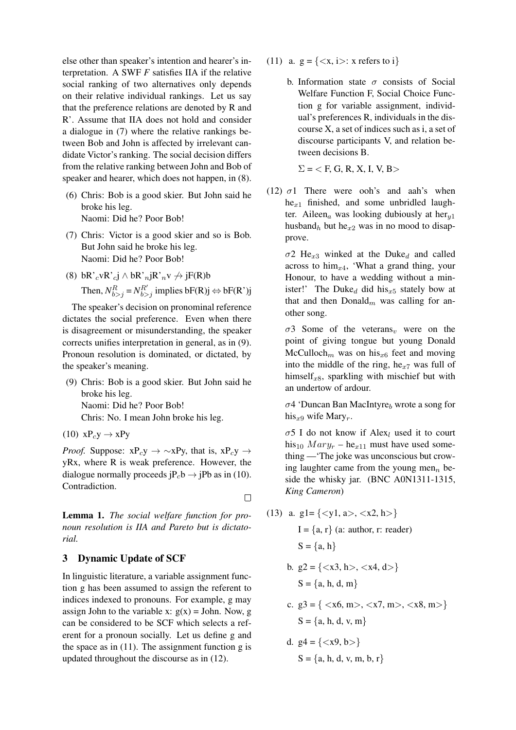else other than speaker's intention and hearer's interpretation. A SWF $F$ satisfies IIA if the relative social ranking of two alternatives only depends on their relative individual rankings. Let us say that the preference relations are denoted by R and R'. Assume that IIA does not hold and consider a dialogue in (7) where the relative rankings between Bob and John is affected by irrelevant candidate Victor's ranking. The social decision differs from the relative ranking between John and Bob of speaker and hearer, which does not happen, in (8).

(6) Chris: Bob is a good skier. But John said he broke his leg.
Naomi: Did he? Poor Bob!

(7) Chris: Victor is a good skier and so is Bob. But John said he broke his leg.
Naomi: Did he? Poor Bob!

(8) $bR'_c vR'_c j \wedge bR'_n jR'_n v \not\rightarrow jF(R)b$
Then, $N^R_{b>j} = N^{R'}_{b>j}$ implies $bF(R)j \Leftrightarrow bF(R')j$

The speaker's decision on pronominal reference dictates the social preference. Even when there is disagreement or misunderstanding, the speaker corrects unifies interpretation in general, as in (9). Pronoun resolution is dominated, or dictated, by the speaker's meaning.

(9) Chris: Bob is a good skier. But John said he broke his leg.
Naomi: Did he? Poor Bob!
Chris: No. I mean John broke his leg.

(10) $xP_c y \rightarrow xPy$

*Proof.* Suppose: $xP_c y \rightarrow \sim xPy$, that is, $xP_c y \rightarrow yRx$, where R is weak preference. However, the dialogue normally proceeds $jP_c b \rightarrow jPb$ as in (10). Contradiction. □

**Lemma 1.** *The social welfare function for pronoun resolution is IIA and Pareto but is dictatorial.*

## 3 Dynamic Update of SCF

In linguistic literature, a variable assignment function g has been assumed to assign the referent to indices indexed to pronouns. For example, g may assign John to the variable x: g(x) = John. Now, g can be considered to be SCF which selects a referent for a pronoun socially. Let us define g and the space as in (11). The assignment function g is updated throughout the discourse as in (12).

(11) a. g = {<x, i>: x refers to i}

b. Information state $\sigma$ consists of Social Welfare Function F, Social Choice Function g for variable assignment, individual's preferences R, individuals in the discourse X, a set of indices such as i, a set of discourse participants V, and relation between decisions B.

$\Sigma$ = < F, G, R, X, I, V, B>

(12) $\sigma 1$ There were ooh's and aah's when $he_{x1}$ finished, and some unbridled laughter. $Aileen_a$ was looking dubiously at $her_{y1}$ $husband_h$ but $he_{x2}$ was in no mood to disapprove.

$\sigma 2$ $He_{x3}$ winked at the $Duke_d$ and called across to $him_{x4}$, 'What a grand thing, your Honour, to have a wedding without a minister!' The $Duke_d$ did $his_{x5}$ stately bow at that and then $Donald_m$ was calling for another song.

$\sigma 3$ Some of the $veterans_v$ were on the point of giving tongue but young Donald $McCulloch_m$ was on $his_{x6}$ feet and moving into the middle of the ring, $he_{x7}$ was full of $himself_{x8}$, sparkling with mischief but with an undertow of ardour.

$\sigma 4$ 'Duncan Ban $MacIntyre_b$ wrote a song for $his_{x9}$ wife $Mary_r$.

$\sigma 5$ I do not know if $Alex_l$ used it to court $his_{10}$ $Mary_r$ – $he_{x11}$ must have used something —'The joke was unconscious but crowing laughter came from the young $men_n$ beside the whisky jar. (BNC A0N1311-1315, *King Cameron*)

(13) a. g1= {<y1, a>, <x2, h>}
I = {a, r} (a: author, r: reader)
S = {a, h}

b. g2 = {<x3, h>, <x4, d>}
S = {a, h, d, m}

c. g3 = { <x6, m>, <x7, m>, <x8, m>}
S = {a, h, d, v, m}

d. g4 = {<x9, b>}
S = {a, h, d, v, m, b, r}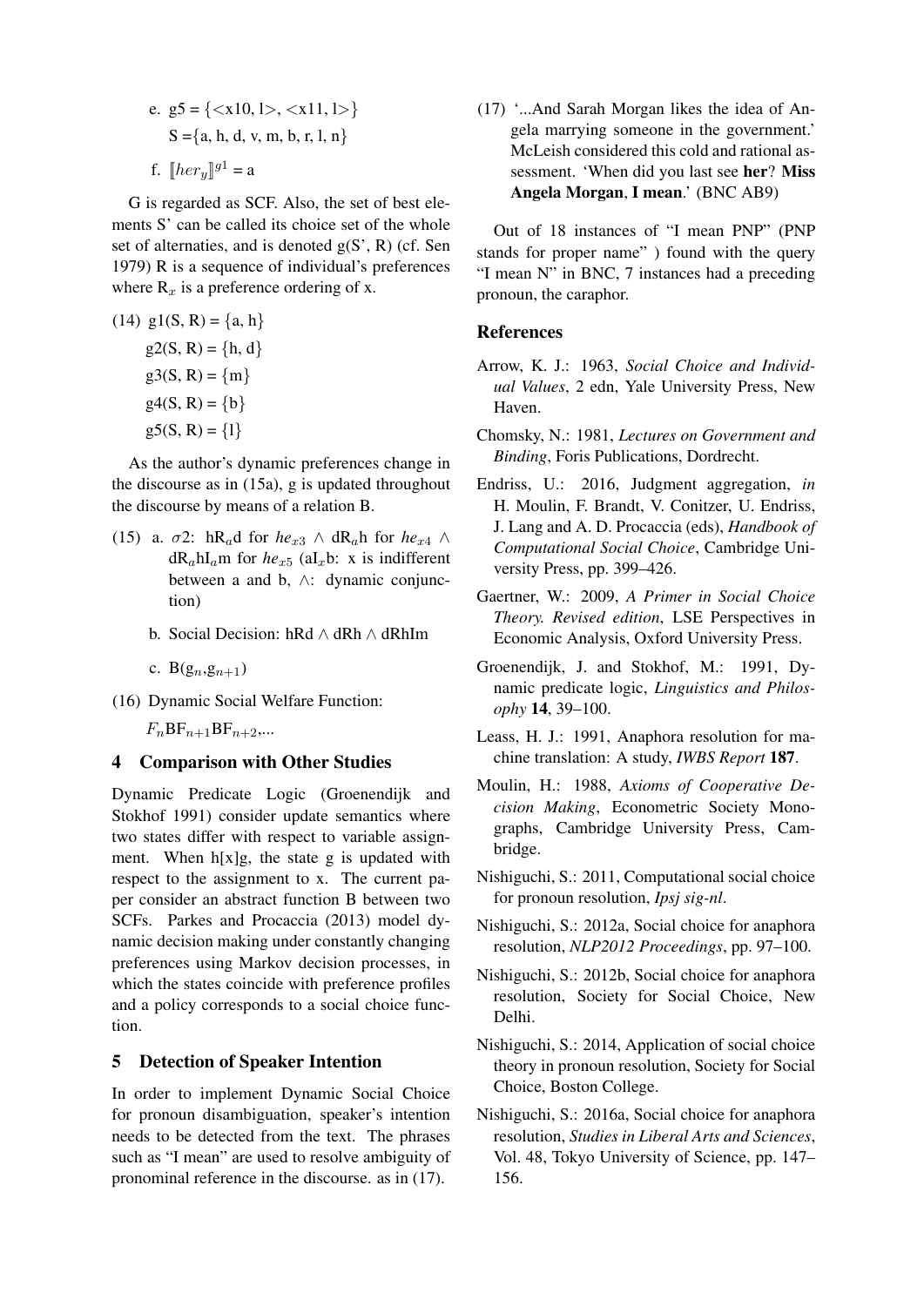e. g5 = {<x10, l>, <x11, l>}

   S ={a, h, d, v, m, b, r, l, n}

f. $[\![her_y]\!]^{g1}$ = a

G is regarded as SCF. Also, the set of best elements S' can be called its choice set of the whole set of alternaties, and is denoted g(S', R) (cf. Sen 1979) R is a sequence of individual's preferences where $R_x$ is a preference ordering of x.

(14) g1(S, R) = {a, h}

g2(S, R) = {h, d}

g3(S, R) = {m}

g4(S, R) = {b}

g5(S, R) = {l}

As the author's dynamic preferences change in the discourse as in (15a), g is updated throughout the discourse by means of a relation B.

(15) a. $\sigma 2$: $hR_a d$ for $he_{x3}$ $\wedge$ $dR_a h$ for $he_{x4}$ $\wedge$ $dR_a hI_a m$ for $he_{x5}$ ($aI_x b$: x is indifferent between a and b, $\wedge$: dynamic conjunction)

b. Social Decision: hRd $\wedge$ dRh $\wedge$ dRhIm

c. $B(g_n, g_{n+1})$

(16) Dynamic Social Welfare Function:

$F_n BF_{n+1} BF_{n+2}$,...

## 4 Comparison with Other Studies

Dynamic Predicate Logic (Groenendijk and Stokhof 1991) consider update semantics where two states differ with respect to variable assignment. When h[x]g, the state g is updated with respect to the assignment to x. The current paper consider an abstract function B between two SCFs. Parkes and Procaccia (2013) model dynamic decision making under constantly changing preferences using Markov decision processes, in which the states coincide with preference profiles and a policy corresponds to a social choice function.

## 5 Detection of Speaker Intention

In order to implement Dynamic Social Choice for pronoun disambiguation, speaker's intention needs to be detected from the text. The phrases such as "I mean" are used to resolve ambiguity of pronominal reference in the discourse. as in (17).

(17) '...And Sarah Morgan likes the idea of Angela marrying someone in the government.' McLeish considered this cold and rational assessment. 'When did you last see **her**? **Miss Angela Morgan**, **I mean**.' (BNC AB9)

Out of 18 instances of "I mean PNP" (PNP stands for proper name" ) found with the query "I mean N" in BNC, 7 instances had a preceding pronoun, the caraphor.

## References

Arrow, K. J.: 1963, *Social Choice and Individual Values*, 2 edn, Yale University Press, New Haven.

Chomsky, N.: 1981, *Lectures on Government and Binding*, Foris Publications, Dordrecht.

Endriss, U.: 2016, Judgment aggregation, *in* H. Moulin, F. Brandt, V. Conitzer, U. Endriss, J. Lang and A. D. Procaccia (eds), *Handbook of Computational Social Choice*, Cambridge University Press, pp. 399–426.

Gaertner, W.: 2009, *A Primer in Social Choice Theory. Revised edition*, LSE Perspectives in Economic Analysis, Oxford University Press.

Groenendijk, J. and Stokhof, M.: 1991, Dynamic predicate logic, *Linguistics and Philosophy* **14**, 39–100.

Leass, H. J.: 1991, Anaphora resolution for machine translation: A study, *IWBS Report* **187**.

Moulin, H.: 1988, *Axioms of Cooperative Decision Making*, Econometric Society Monographs, Cambridge University Press, Cambridge.

Nishiguchi, S.: 2011, Computational social choice for pronoun resolution, *Ipsj sig-nl*.

Nishiguchi, S.: 2012a, Social choice for anaphora resolution, *NLP2012 Proceedings*, pp. 97–100.

Nishiguchi, S.: 2012b, Social choice for anaphora resolution, Society for Social Choice, New Delhi.

Nishiguchi, S.: 2014, Application of social choice theory in pronoun resolution, Society for Social Choice, Boston College.

Nishiguchi, S.: 2016a, Social choice for anaphora resolution, *Studies in Liberal Arts and Sciences*, Vol. 48, Tokyo University of Science, pp. 147–156.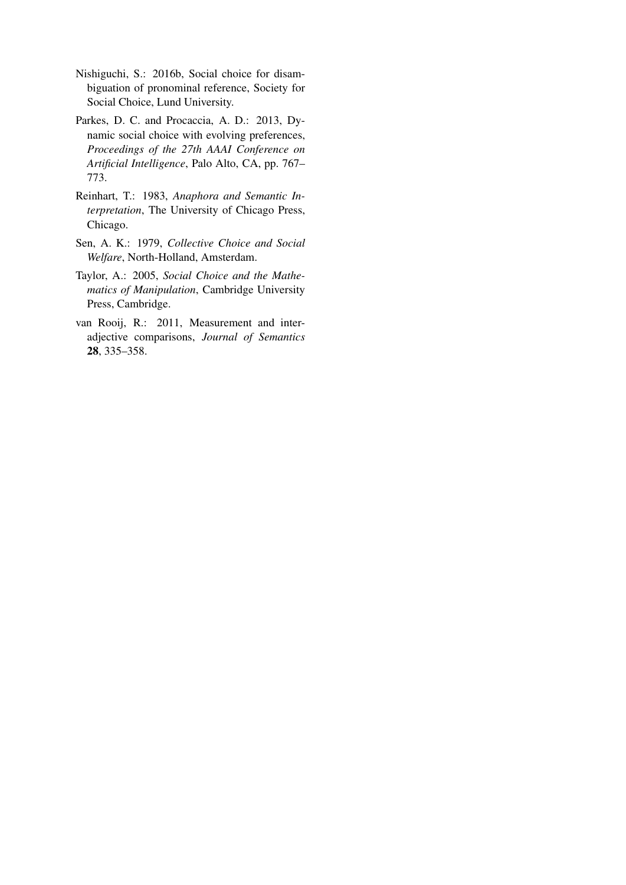Nishiguchi, S.: 2016b, Social choice for disambiguation of pronominal reference, Society for Social Choice, Lund University.

Parkes, D. C. and Procaccia, A. D.: 2013, Dynamic social choice with evolving preferences, *Proceedings of the 27th AAAI Conference on Artificial Intelligence*, Palo Alto, CA, pp. 767–773.

Reinhart, T.: 1983, *Anaphora and Semantic Interpretation*, The University of Chicago Press, Chicago.

Sen, A. K.: 1979, *Collective Choice and Social Welfare*, North-Holland, Amsterdam.

Taylor, A.: 2005, *Social Choice and the Mathematics of Manipulation*, Cambridge University Press, Cambridge.

van Rooij, R.: 2011, Measurement and interadjective comparisons, *Journal of Semantics* **28**, 335–358.